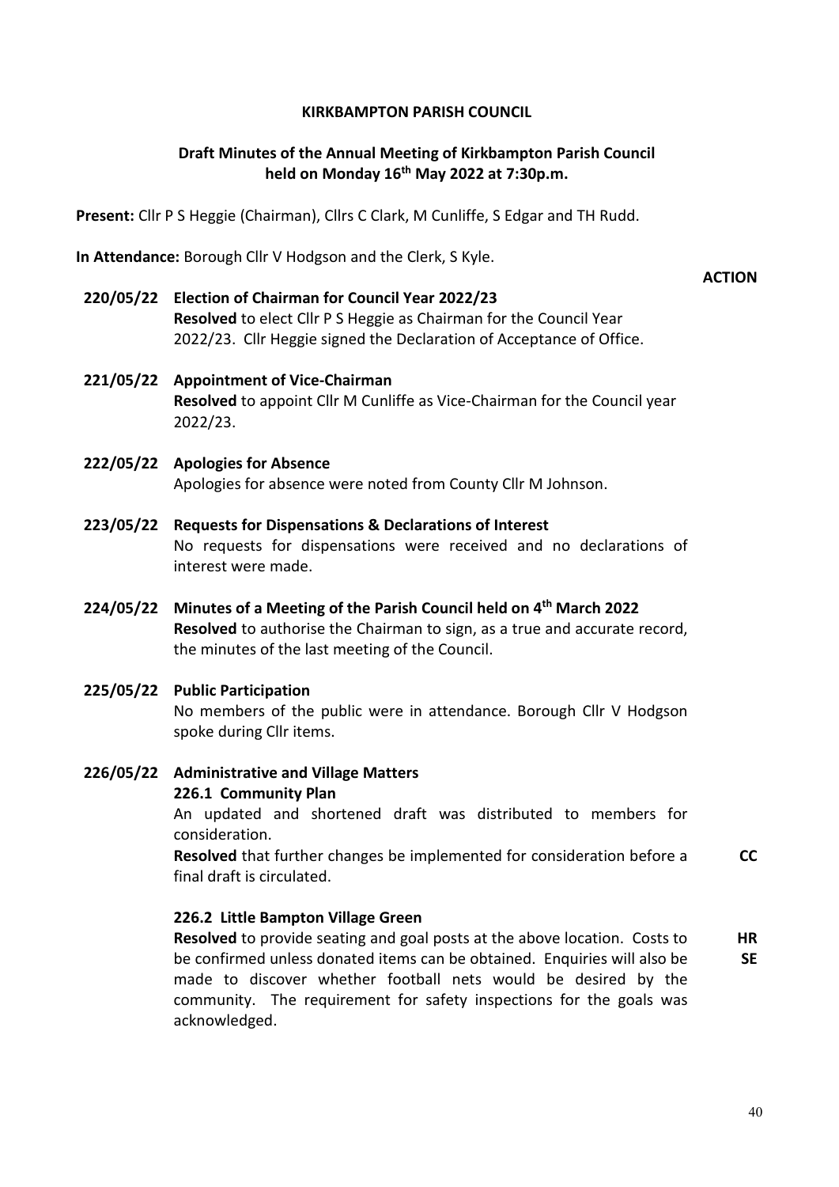**KIRKBAMPTON PARISH COUNCIL**

**Draft Minutes of the Annual Meeting of Kirkbampton Parish Council held on Monday 16th May 2022 at 7:30p.m.**

**Present:** Cllr P S Heggie (Chairman), Cllrs C Clark, M Cunliffe, S Edgar and TH Rudd.

**In Attendance:** Borough Cllr V Hodgson and the Clerk, S Kyle.

**ACTION**

**220/05/22 Election of Chairman for Council Year 2022/23**

**Resolved** to elect Cllr P S Heggie as Chairman for the Council Year 2022/23. Cllr Heggie signed the Declaration of Acceptance of Office.

**221/05/22 Appointment of Vice-Chairman**

**Resolved** to appoint Cllr M Cunliffe as Vice-Chairman for the Council year 2022/23.

**222/05/22 Apologies for Absence**

Apologies for absence were noted from County Cllr M Johnson.

**223/05/22 Requests for Dispensations & Declarations of Interest**

No requests for dispensations were received and no declarations of interest were made.

**224/05/22 Minutes of a Meeting of the Parish Council held on 4th March 2022**

**Resolved** to authorise the Chairman to sign, as a true and accurate record, the minutes of the last meeting of the Council.

**225/05/22 Public Participation**

No members of the public were in attendance. Borough Cllr V Hodgson spoke during Cllr items.

**226/05/22 Administrative and Village Matters**

**226.1 Community Plan**

An updated and shortened draft was distributed to members for consideration.

**Resolved** that further changes be implemented for consideration before a final draft is circulated. **CC**

**226.2 Little Bampton Village Green**

**Resolved** to provide seating and goal posts at the above location. Costs to be confirmed unless donated items can be obtained. Enquiries will also be made to discover whether football nets would be desired by the community. The requirement for safety inspections for the goals was acknowledged. **HR** **SE**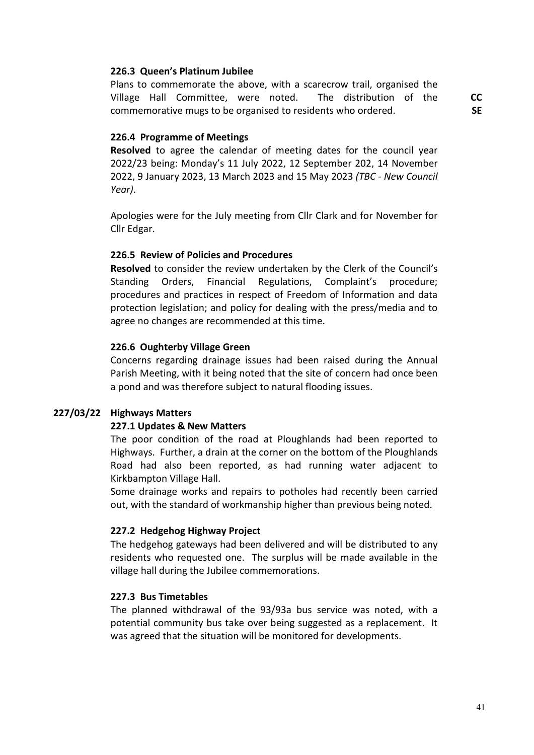#### 226.3 Queen's Platinum Jubilee

Plans to commemorate the above, with a scarecrow trail, organised the Village Hall Committee, were noted. The distribution of the commemorative mugs to be organised to residents who ordered. **CC SE**

#### 226.4 Programme of Meetings

**Resolved** to agree the calendar of meeting dates for the council year 2022/23 being: Monday's 11 July 2022, 12 September 202, 14 November 2022, 9 January 2023, 13 March 2023 and 15 May 2023 *(TBC - New Council Year)*.

Apologies were for the July meeting from Cllr Clark and for November for Cllr Edgar.

#### 226.5 Review of Policies and Procedures

**Resolved** to consider the review undertaken by the Clerk of the Council's Standing Orders, Financial Regulations, Complaint's procedure; procedures and practices in respect of Freedom of Information and data protection legislation; and policy for dealing with the press/media and to agree no changes are recommended at this time.

#### 226.6 Oughterby Village Green

Concerns regarding drainage issues had been raised during the Annual Parish Meeting, with it being noted that the site of concern had once been a pond and was therefore subject to natural flooding issues.

### 227/03/22 Highways Matters

#### 227.1 Updates & New Matters

The poor condition of the road at Ploughlands had been reported to Highways. Further, a drain at the corner on the bottom of the Ploughlands Road had also been reported, as had running water adjacent to Kirkbampton Village Hall.

Some drainage works and repairs to potholes had recently been carried out, with the standard of workmanship higher than previous being noted.

#### 227.2 Hedgehog Highway Project

The hedgehog gateways had been delivered and will be distributed to any residents who requested one. The surplus will be made available in the village hall during the Jubilee commemorations.

#### 227.3 Bus Timetables

The planned withdrawal of the 93/93a bus service was noted, with a potential community bus take over being suggested as a replacement. It was agreed that the situation will be monitored for developments.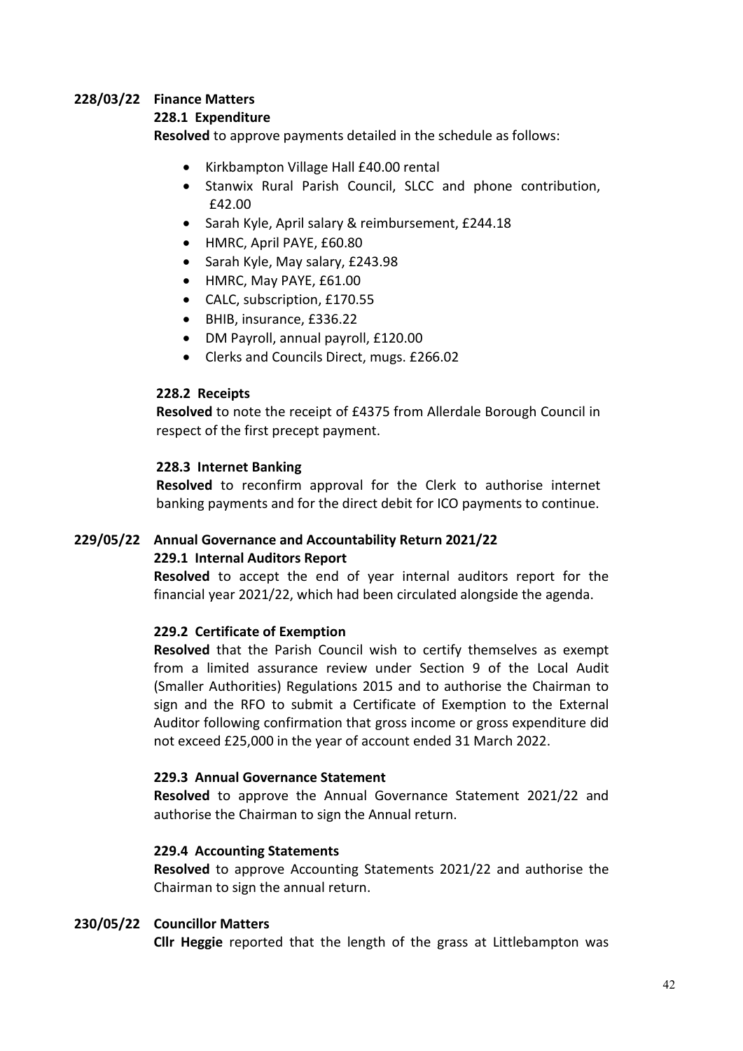**228/03/22 Finance Matters**

**228.1 Expenditure**

**Resolved** to approve payments detailed in the schedule as follows:

- Kirkbampton Village Hall £40.00 rental
- Stanwix Rural Parish Council, SLCC and phone contribution, £42.00
- Sarah Kyle, April salary & reimbursement, £244.18
- HMRC, April PAYE, £60.80
- Sarah Kyle, May salary, £243.98
- HMRC, May PAYE, £61.00
- CALC, subscription, £170.55
- BHIB, insurance, £336.22
- DM Payroll, annual payroll, £120.00
- Clerks and Councils Direct, mugs. £266.02

**228.2 Receipts**

**Resolved** to note the receipt of £4375 from Allerdale Borough Council in respect of the first precept payment.

**228.3 Internet Banking**

**Resolved** to reconfirm approval for the Clerk to authorise internet banking payments and for the direct debit for ICO payments to continue.

**229/05/22 Annual Governance and Accountability Return 2021/22**

**229.1 Internal Auditors Report**

**Resolved** to accept the end of year internal auditors report for the financial year 2021/22, which had been circulated alongside the agenda.

**229.2 Certificate of Exemption**

**Resolved** that the Parish Council wish to certify themselves as exempt from a limited assurance review under Section 9 of the Local Audit (Smaller Authorities) Regulations 2015 and to authorise the Chairman to sign and the RFO to submit a Certificate of Exemption to the External Auditor following confirmation that gross income or gross expenditure did not exceed £25,000 in the year of account ended 31 March 2022.

**229.3 Annual Governance Statement**

**Resolved** to approve the Annual Governance Statement 2021/22 and authorise the Chairman to sign the Annual return.

**229.4 Accounting Statements**

**Resolved** to approve Accounting Statements 2021/22 and authorise the Chairman to sign the annual return.

**230/05/22 Councillor Matters**

**Cllr Heggie** reported that the length of the grass at Littlebampton was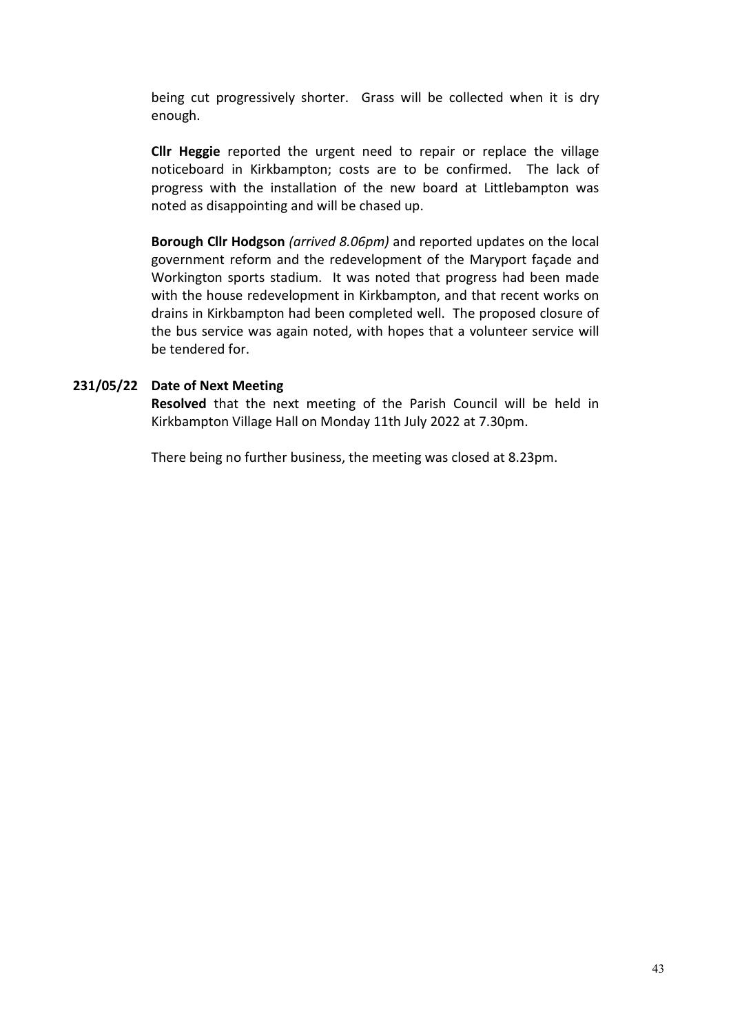being cut progressively shorter. Grass will be collected when it is dry enough.

**Cllr Heggie** reported the urgent need to repair or replace the village noticeboard in Kirkbampton; costs are to be confirmed. The lack of progress with the installation of the new board at Littlebampton was noted as disappointing and will be chased up.

**Borough Cllr Hodgson** *(arrived 8.06pm)* and reported updates on the local government reform and the redevelopment of the Maryport façade and Workington sports stadium. It was noted that progress had been made with the house redevelopment in Kirkbampton, and that recent works on drains in Kirkbampton had been completed well. The proposed closure of the bus service was again noted, with hopes that a volunteer service will be tendered for.

**231/05/22 Date of Next Meeting**

**Resolved** that the next meeting of the Parish Council will be held in Kirkbampton Village Hall on Monday 11th July 2022 at 7.30pm.

There being no further business, the meeting was closed at 8.23pm.